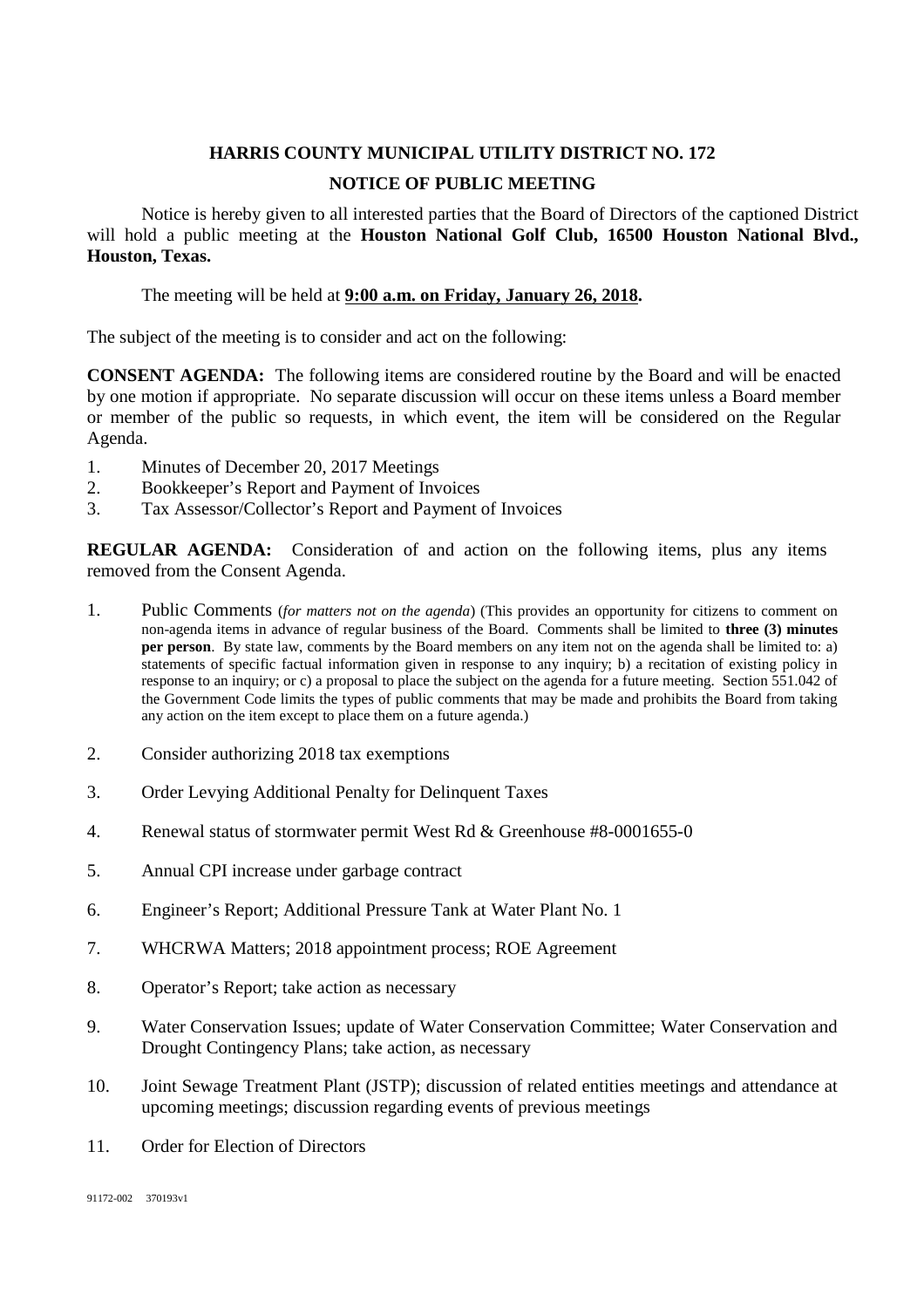# HARRIS COUNTY MUNICIPAL UTILITY DISTRICT NO. 172

## NOTICE OF PUBLIC MEETING

Notice is hereby given to all interested parties that the Board of Directors of the captioned District will hold a public meeting at the **Houston National Golf Club, 16500 Houston National Blvd., Houston, Texas.**

The meeting will be held at **9:00 a.m. on Friday, January 26, 2018.**

The subject of the meeting is to consider and act on the following:

**CONSENT AGENDA:** The following items are considered routine by the Board and will be enacted by one motion if appropriate. No separate discussion will occur on these items unless a Board member or member of the public so requests, in which event, the item will be considered on the Regular Agenda.

1. Minutes of December 20, 2017 Meetings
2. Bookkeeper's Report and Payment of Invoices
3. Tax Assessor/Collector's Report and Payment of Invoices

**REGULAR AGENDA:** Consideration of and action on the following items, plus any items removed from the Consent Agenda.

1. Public Comments (*for matters not on the agenda*) (This provides an opportunity for citizens to comment on non-agenda items in advance of regular business of the Board. Comments shall be limited to **three (3) minutes per person**. By state law, comments by the Board members on any item not on the agenda shall be limited to: a) statements of specific factual information given in response to any inquiry; b) a recitation of existing policy in response to an inquiry; or c) a proposal to place the subject on the agenda for a future meeting. Section 551.042 of the Government Code limits the types of public comments that may be made and prohibits the Board from taking any action on the item except to place them on a future agenda.)

2. Consider authorizing 2018 tax exemptions

3. Order Levying Additional Penalty for Delinquent Taxes

4. Renewal status of stormwater permit West Rd & Greenhouse #8-0001655-0

5. Annual CPI increase under garbage contract

6. Engineer's Report; Additional Pressure Tank at Water Plant No. 1

7. WHCRWA Matters; 2018 appointment process; ROE Agreement

8. Operator's Report; take action as necessary

9. Water Conservation Issues; update of Water Conservation Committee; Water Conservation and Drought Contingency Plans; take action, as necessary

10. Joint Sewage Treatment Plant (JSTP); discussion of related entities meetings and attendance at upcoming meetings; discussion regarding events of previous meetings

11. Order for Election of Directors

91172-002 370193v1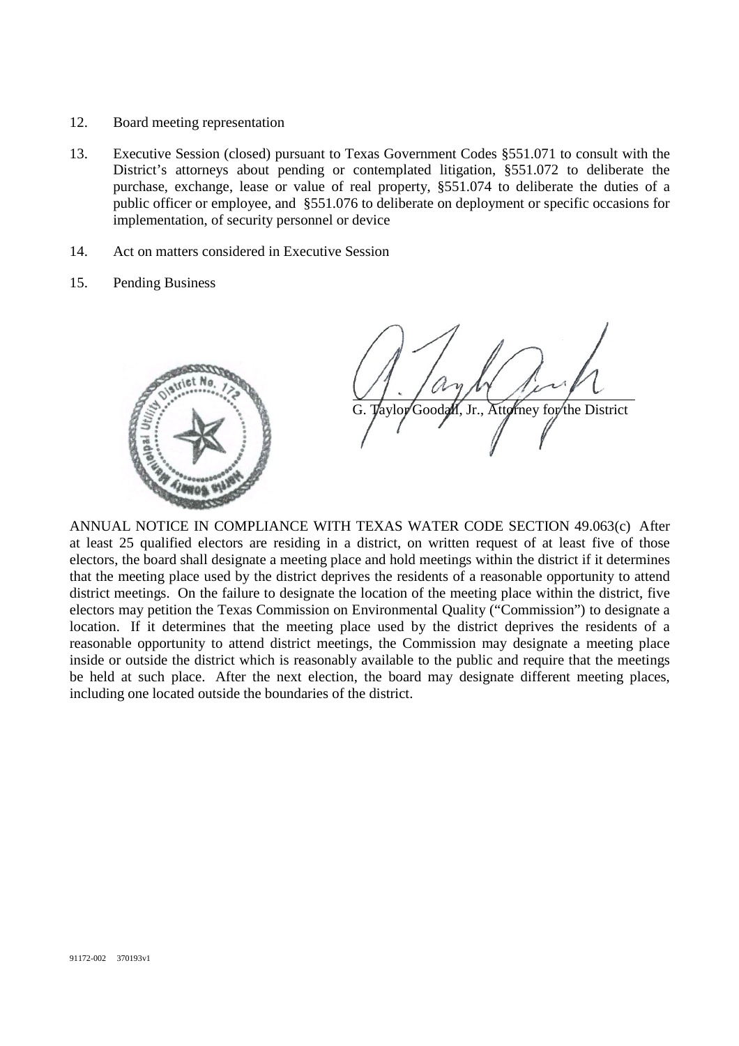12. Board meeting representation

13. Executive Session (closed) pursuant to Texas Government Codes §551.071 to consult with the District's attorneys about pending or contemplated litigation, §551.072 to deliberate the purchase, exchange, lease or value of real property, §551.074 to deliberate the duties of a public officer or employee, and §551.076 to deliberate on deployment or specific occasions for implementation, of security personnel or device

14. Act on matters considered in Executive Session

15. Pending Business

G. Taylor Goodall, Jr., Attorney for the District

ANNUAL NOTICE IN COMPLIANCE WITH TEXAS WATER CODE SECTION 49.063(c) After at least 25 qualified electors are residing in a district, on written request of at least five of those electors, the board shall designate a meeting place and hold meetings within the district if it determines that the meeting place used by the district deprives the residents of a reasonable opportunity to attend district meetings. On the failure to designate the location of the meeting place within the district, five electors may petition the Texas Commission on Environmental Quality ("Commission") to designate a location. If it determines that the meeting place used by the district deprives the residents of a reasonable opportunity to attend district meetings, the Commission may designate a meeting place inside or outside the district which is reasonably available to the public and require that the meetings be held at such place. After the next election, the board may designate different meeting places, including one located outside the boundaries of the district.

91172-002 370193v1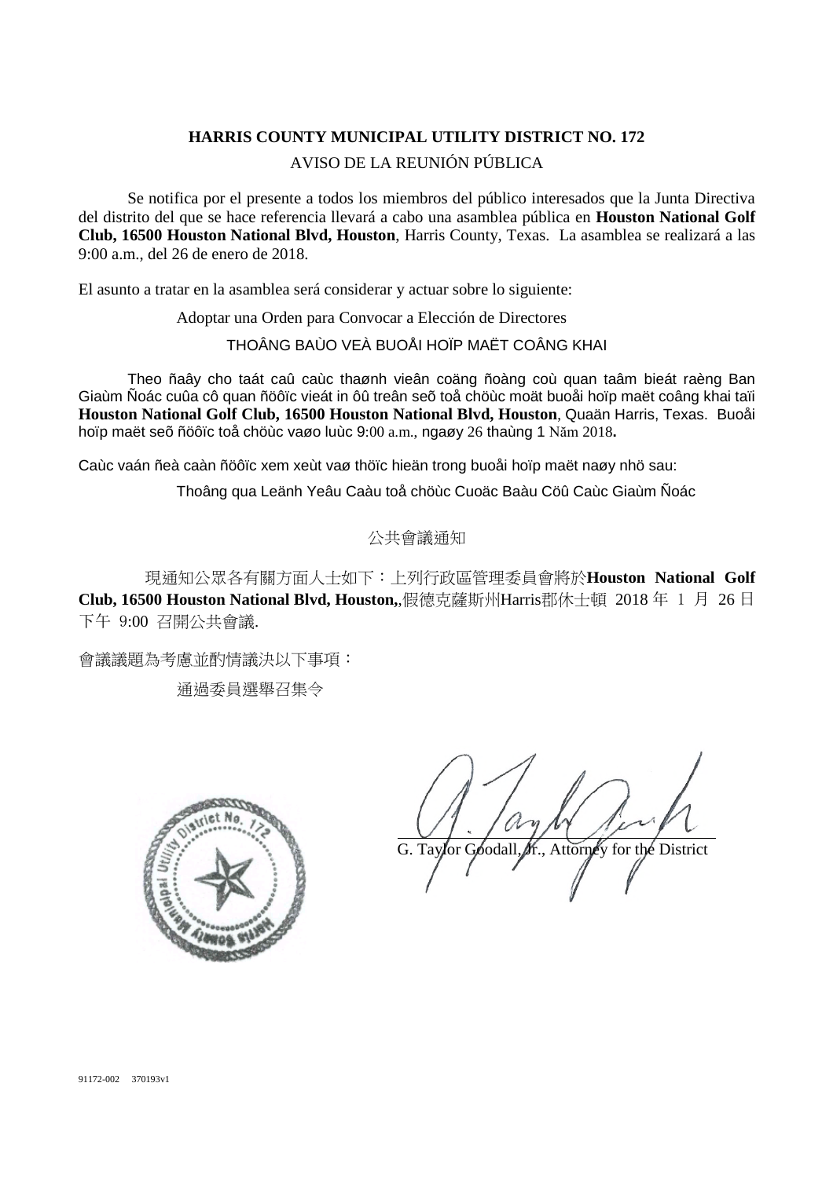**HARRIS COUNTY MUNICIPAL UTILITY DISTRICT NO. 172**

AVISO DE LA REUNIÓN PÚBLICA

Se notifica por el presente a todos los miembros del público interesados que la Junta Directiva del distrito del que se hace referencia llevará a cabo una asamblea pública en **Houston National Golf Club, 16500 Houston National Blvd, Houston**, Harris County, Texas. La asamblea se realizará a las 9:00 a.m., del 26 de enero de 2018.

El asunto a tratar en la asamblea será considerar y actuar sobre lo siguiente:

Adoptar una Orden para Convocar a Elección de Directores

THOÂNG BAÙO VEÀ BUOÅI HOÏP MAËT COÂNG KHAI

Theo ñaây cho taát caû caùc thaønh vieân coäng ñoàng coù quan taâm bieát raèng Ban Giaùm Ñoác cuûa cô quan ñöôïc vieát in ôû treân seõ toå chöùc moät buoåi hoïp maët coâng khai taïi **Houston National Golf Club, 16500 Houston National Blvd, Houston**, Quaän Harris, Texas. Buoåi hoïp maët seõ ñöôïc toå chöùc vaøo luùc 9:00 a.m., ngaøy 26 thaùng 1 Năm 2018**.**

Caùc vaán ñeà caàn ñöôïc xem xeùt vaø thöïc hieän trong buoåi hoïp maët naøy nhö sau:

Thoâng qua Leänh Yeâu Caàu toå chöùc Cuoäc Baàu Cöû Caùc Giaùm Ñoác

公共會議通知

現通知公眾各有關方面人士如下：上列行政區管理委員會將於**Houston National Golf Club, 16500 Houston National Blvd, Houston,**,假德克薩斯州Harris郡休士頓 2018 年 1 月 26 日下午 9:00 召開公共會議.

會議議題為考慮並酌情議決以下事項：

通過委員選舉召集令

G. Taylor Goodall, Jr., Attorney for the District

91172-002 370193v1